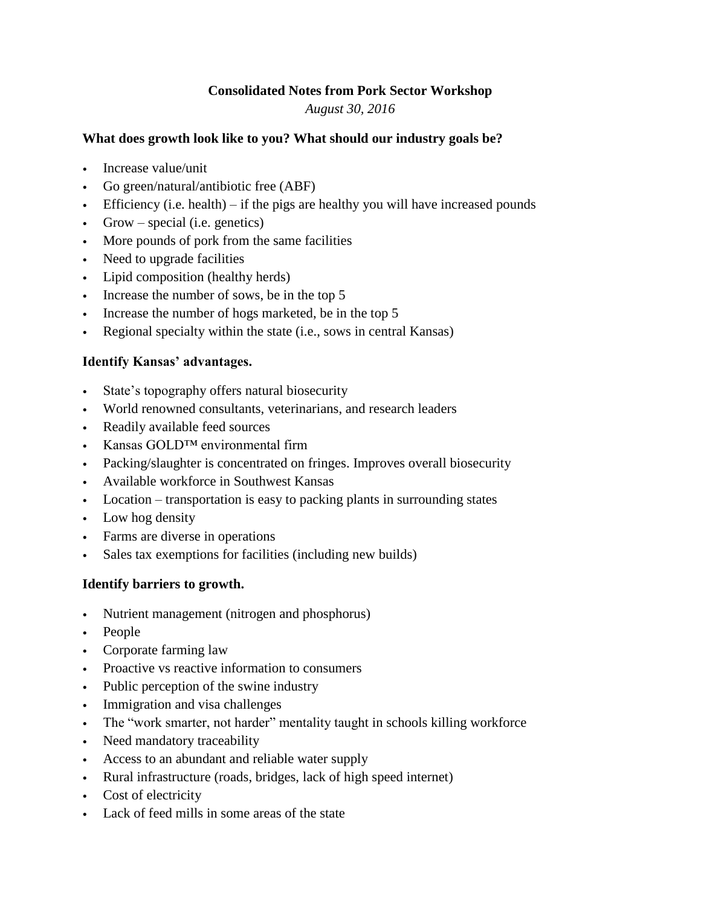# Consolidated Notes from Pork Sector Workshop

*August 30, 2016*

### What does growth look like to you? What should our industry goals be?

- Increase value/unit
- Go green/natural/antibiotic free (ABF)
- Efficiency (i.e. health) – if the pigs are healthy you will have increased pounds
- Grow – special (i.e. genetics)
- More pounds of pork from the same facilities
- Need to upgrade facilities
- Lipid composition (healthy herds)
- Increase the number of sows, be in the top 5
- Increase the number of hogs marketed, be in the top 5
- Regional specialty within the state (i.e., sows in central Kansas)

### Identify Kansas' advantages.

- State's topography offers natural biosecurity
- World renowned consultants, veterinarians, and research leaders
- Readily available feed sources
- Kansas GOLD™ environmental firm
- Packing/slaughter is concentrated on fringes. Improves overall biosecurity
- Available workforce in Southwest Kansas
- Location – transportation is easy to packing plants in surrounding states
- Low hog density
- Farms are diverse in operations
- Sales tax exemptions for facilities (including new builds)

### Identify barriers to growth.

- Nutrient management (nitrogen and phosphorus)
- People
- Corporate farming law
- Proactive vs reactive information to consumers
- Public perception of the swine industry
- Immigration and visa challenges
- The "work smarter, not harder" mentality taught in schools killing workforce
- Need mandatory traceability
- Access to an abundant and reliable water supply
- Rural infrastructure (roads, bridges, lack of high speed internet)
- Cost of electricity
- Lack of feed mills in some areas of the state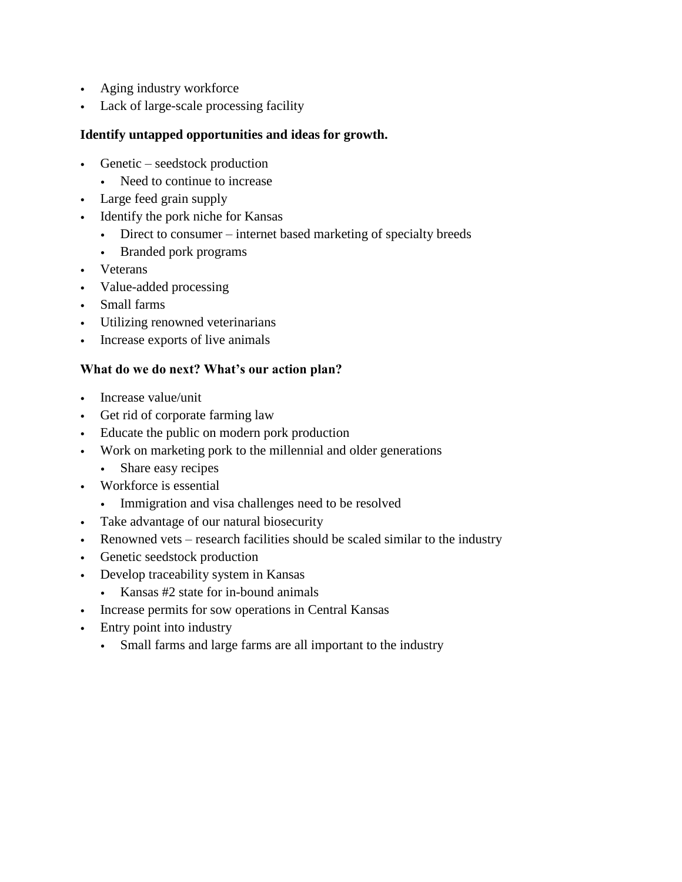- Aging industry workforce
- Lack of large-scale processing facility

**Identify untapped opportunities and ideas for growth.**

- Genetic – seedstock production
  - Need to continue to increase
- Large feed grain supply
- Identify the pork niche for Kansas
  - Direct to consumer – internet based marketing of specialty breeds
  - Branded pork programs
- Veterans
- Value-added processing
- Small farms
- Utilizing renowned veterinarians
- Increase exports of live animals

**What do we do next? What's our action plan?**

- Increase value/unit
- Get rid of corporate farming law
- Educate the public on modern pork production
- Work on marketing pork to the millennial and older generations
  - Share easy recipes
- Workforce is essential
  - Immigration and visa challenges need to be resolved
- Take advantage of our natural biosecurity
- Renowned vets – research facilities should be scaled similar to the industry
- Genetic seedstock production
- Develop traceability system in Kansas
  - Kansas #2 state for in-bound animals
- Increase permits for sow operations in Central Kansas
- Entry point into industry
  - Small farms and large farms are all important to the industry